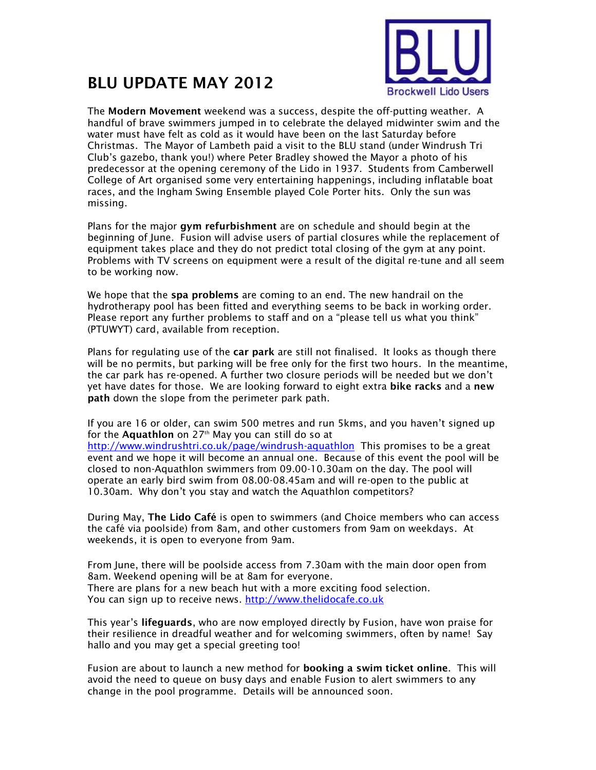# BLU UPDATE MAY 2012

The **Modern Movement** weekend was a success, despite the off-putting weather. A handful of brave swimmers jumped in to celebrate the delayed midwinter swim and the water must have felt as cold as it would have been on the last Saturday before Christmas. The Mayor of Lambeth paid a visit to the BLU stand (under Windrush Tri Club's gazebo, thank you!) where Peter Bradley showed the Mayor a photo of his predecessor at the opening ceremony of the Lido in 1937. Students from Camberwell College of Art organised some very entertaining happenings, including inflatable boat races, and the Ingham Swing Ensemble played Cole Porter hits. Only the sun was missing.

Plans for the major **gym refurbishment** are on schedule and should begin at the beginning of June. Fusion will advise users of partial closures while the replacement of equipment takes place and they do not predict total closing of the gym at any point. Problems with TV screens on equipment were a result of the digital re-tune and all seem to be working now.

We hope that the **spa problems** are coming to an end. The new handrail on the hydrotherapy pool has been fitted and everything seems to be back in working order. Please report any further problems to staff and on a "please tell us what you think" (PTUWYT) card, available from reception.

Plans for regulating use of the **car park** are still not finalised. It looks as though there will be no permits, but parking will be free only for the first two hours. In the meantime, the car park has re-opened. A further two closure periods will be needed but we don't yet have dates for those. We are looking forward to eight extra **bike racks** and a **new path** down the slope from the perimeter park path.

If you are 16 or older, can swim 500 metres and run 5kms, and you haven't signed up for the **Aquathlon** on 27th May you can still do so at http://www.windrushtri.co.uk/page/windrush-aquathlon This promises to be a great event and we hope it will become an annual one. Because of this event the pool will be closed to non-Aquathlon swimmers from 09.00-10.30am on the day. The pool will operate an early bird swim from 08.00-08.45am and will re-open to the public at 10.30am. Why don't you stay and watch the Aquathlon competitors?

During May, **The Lido Café** is open to swimmers (and Choice members who can access the café via poolside) from 8am, and other customers from 9am on weekdays. At weekends, it is open to everyone from 9am.

From June, there will be poolside access from 7.30am with the main door open from 8am. Weekend opening will be at 8am for everyone.
There are plans for a new beach hut with a more exciting food selection.
You can sign up to receive news. http://www.thelidocafe.co.uk

This year's **lifeguards**, who are now employed directly by Fusion, have won praise for their resilience in dreadful weather and for welcoming swimmers, often by name! Say hallo and you may get a special greeting too!

Fusion are about to launch a new method for **booking a swim ticket online**. This will avoid the need to queue on busy days and enable Fusion to alert swimmers to any change in the pool programme. Details will be announced soon.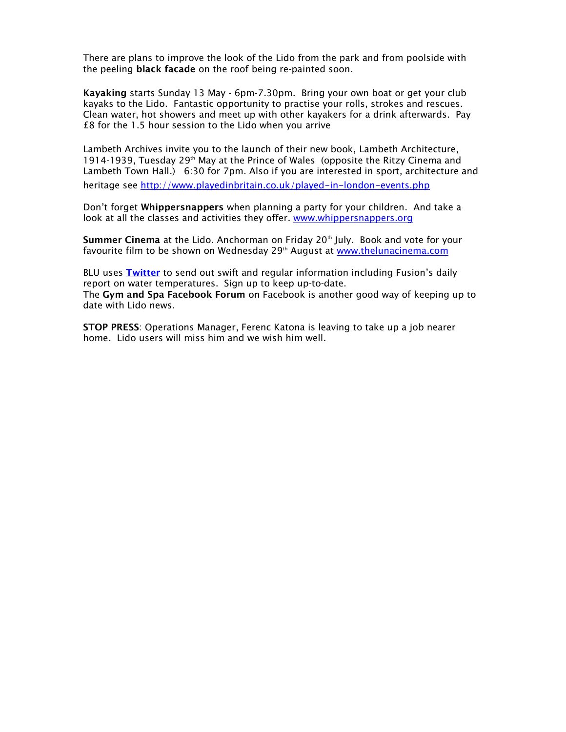There are plans to improve the look of the Lido from the park and from poolside with the peeling **black facade** on the roof being re-painted soon.

**Kayaking** starts Sunday 13 May - 6pm-7.30pm. Bring your own boat or get your club kayaks to the Lido. Fantastic opportunity to practise your rolls, strokes and rescues. Clean water, hot showers and meet up with other kayakers for a drink afterwards. Pay £8 for the 1.5 hour session to the Lido when you arrive

Lambeth Archives invite you to the launch of their new book, Lambeth Architecture, 1914-1939, Tuesday 29th May at the Prince of Wales (opposite the Ritzy Cinema and Lambeth Town Hall.) 6:30 for 7pm. Also if you are interested in sport, architecture and heritage see http://www.playedinbritain.co.uk/played-in-london-events.php

Don't forget **Whippersnappers** when planning a party for your children. And take a look at all the classes and activities they offer. www.whippersnappers.org

**Summer Cinema** at the Lido. Anchorman on Friday 20th July. Book and vote for your favourite film to be shown on Wednesday 29th August at www.thelunacinema.com

BLU uses **Twitter** to send out swift and regular information including Fusion's daily report on water temperatures. Sign up to keep up-to-date.
The **Gym and Spa Facebook Forum** on Facebook is another good way of keeping up to date with Lido news.

**STOP PRESS**: Operations Manager, Ferenc Katona is leaving to take up a job nearer home. Lido users will miss him and we wish him well.